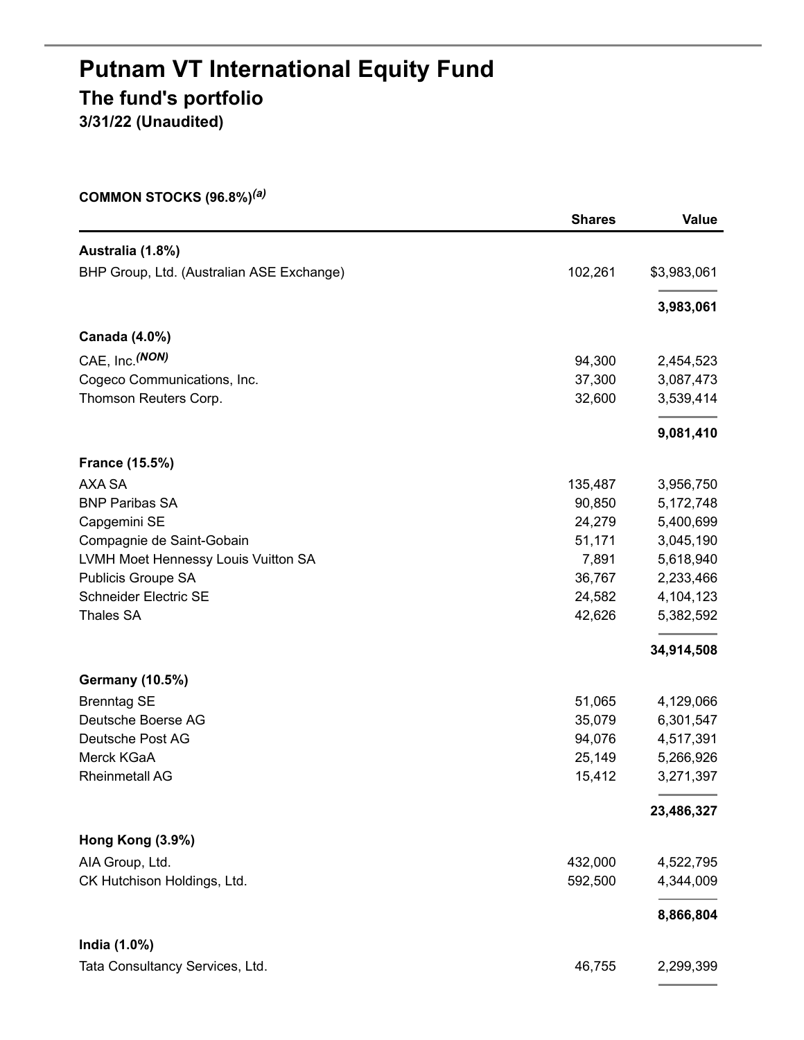# Putnam VT International Equity Fund

## The fund's portfolio

### 3/31/22 (Unaudited)

**COMMON STOCKS (96.8%)**[(a)]

| | Shares | Value |
|---|---|---|
| **Australia (1.8%)** | | |
| BHP Group, Ltd. (Australian ASE Exchange) | 102,261 | $3,983,061 |
| | | **3,983,061** |
| **Canada (4.0%)** | | |
| CAE, Inc.[(NON)] | 94,300 | 2,454,523 |
| Cogeco Communications, Inc. | 37,300 | 3,087,473 |
| Thomson Reuters Corp. | 32,600 | 3,539,414 |
| | | **9,081,410** |
| **France (15.5%)** | | |
| AXA SA | 135,487 | 3,956,750 |
| BNP Paribas SA | 90,850 | 5,172,748 |
| Capgemini SE | 24,279 | 5,400,699 |
| Compagnie de Saint-Gobain | 51,171 | 3,045,190 |
| LVMH Moet Hennessy Louis Vuitton SA | 7,891 | 5,618,940 |
| Publicis Groupe SA | 36,767 | 2,233,466 |
| Schneider Electric SE | 24,582 | 4,104,123 |
| Thales SA | 42,626 | 5,382,592 |
| | | **34,914,508** |
| **Germany (10.5%)** | | |
| Brenntag SE | 51,065 | 4,129,066 |
| Deutsche Boerse AG | 35,079 | 6,301,547 |
| Deutsche Post AG | 94,076 | 4,517,391 |
| Merck KGaA | 25,149 | 5,266,926 |
| Rheinmetall AG | 15,412 | 3,271,397 |
| | | **23,486,327** |
| **Hong Kong (3.9%)** | | |
| AIA Group, Ltd. | 432,000 | 4,522,795 |
| CK Hutchison Holdings, Ltd. | 592,500 | 4,344,009 |
| | | **8,866,804** |
| **India (1.0%)** | | |
| Tata Consultancy Services, Ltd. | 46,755 | 2,299,399 |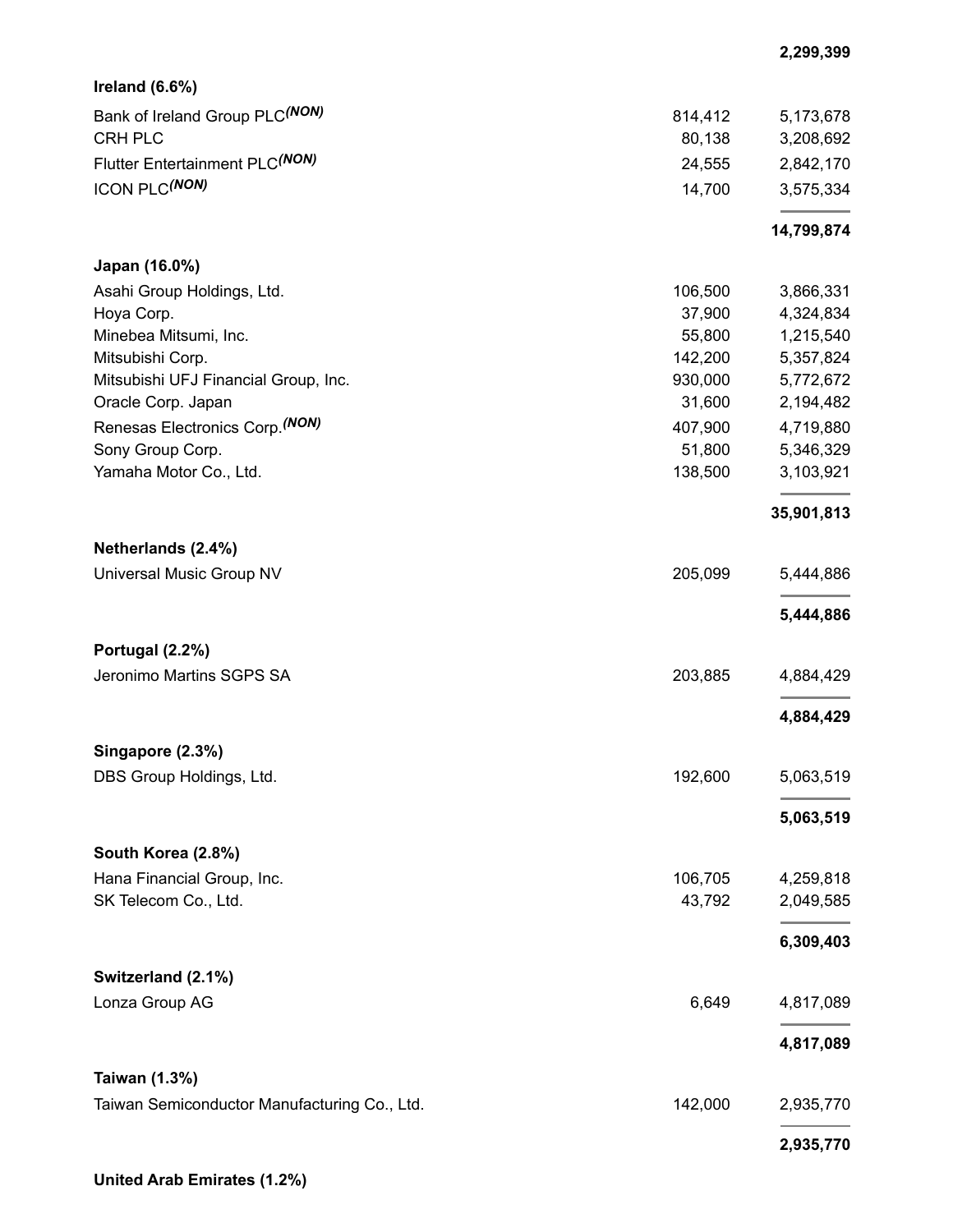| | | |
|---|---|---|
| | | **2,299,399** |
| **Ireland (6.6%)** | | |
| Bank of Ireland Group PLC*(NON)* | 814,412 | 5,173,678 |
| CRH PLC | 80,138 | 3,208,692 |
| Flutter Entertainment PLC*(NON)* | 24,555 | 2,842,170 |
| ICON PLC*(NON)* | 14,700 | 3,575,334 |
| | | **14,799,874** |
| **Japan (16.0%)** | | |
| Asahi Group Holdings, Ltd. | 106,500 | 3,866,331 |
| Hoya Corp. | 37,900 | 4,324,834 |
| Minebea Mitsumi, Inc. | 55,800 | 1,215,540 |
| Mitsubishi Corp. | 142,200 | 5,357,824 |
| Mitsubishi UFJ Financial Group, Inc. | 930,000 | 5,772,672 |
| Oracle Corp. Japan | 31,600 | 2,194,482 |
| Renesas Electronics Corp.*(NON)* | 407,900 | 4,719,880 |
| Sony Group Corp. | 51,800 | 5,346,329 |
| Yamaha Motor Co., Ltd. | 138,500 | 3,103,921 |
| | | **35,901,813** |
| **Netherlands (2.4%)** | | |
| Universal Music Group NV | 205,099 | 5,444,886 |
| | | **5,444,886** |
| **Portugal (2.2%)** | | |
| Jeronimo Martins SGPS SA | 203,885 | 4,884,429 |
| | | **4,884,429** |
| **Singapore (2.3%)** | | |
| DBS Group Holdings, Ltd. | 192,600 | 5,063,519 |
| | | **5,063,519** |
| **South Korea (2.8%)** | | |
| Hana Financial Group, Inc. | 106,705 | 4,259,818 |
| SK Telecom Co., Ltd. | 43,792 | 2,049,585 |
| | | **6,309,403** |
| **Switzerland (2.1%)** | | |
| Lonza Group AG | 6,649 | 4,817,089 |
| | | **4,817,089** |
| **Taiwan (1.3%)** | | |
| Taiwan Semiconductor Manufacturing Co., Ltd. | 142,000 | 2,935,770 |
| | | **2,935,770** |
| **United Arab Emirates (1.2%)** | | |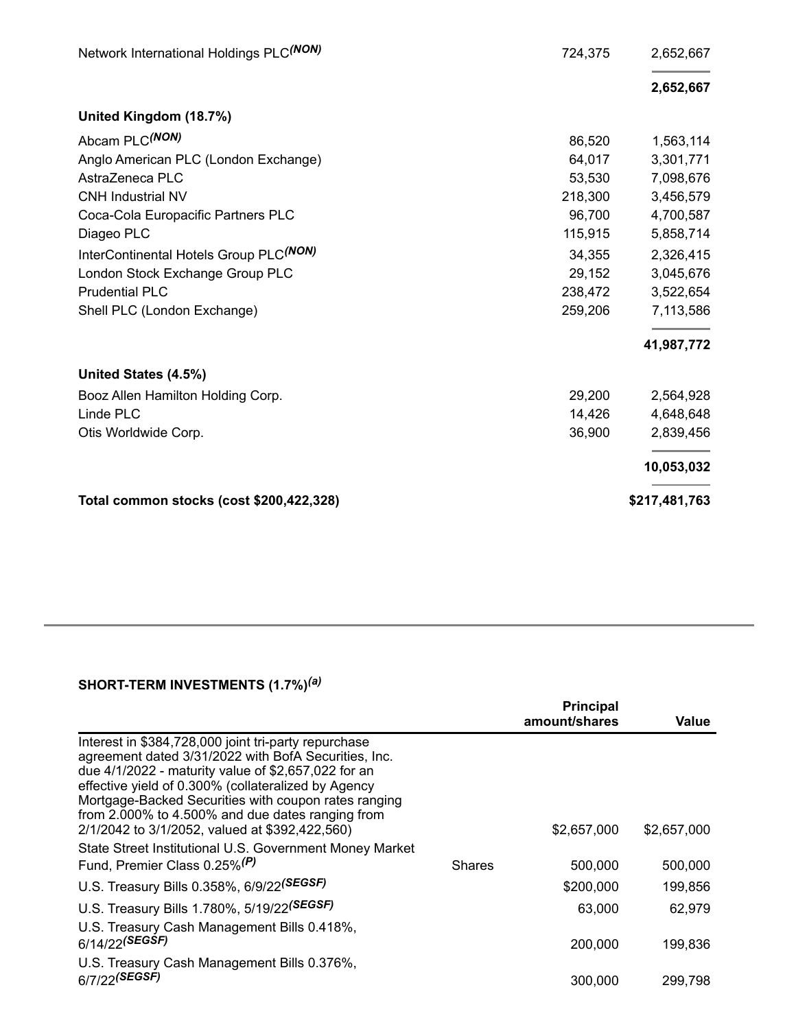| | | |
|---|---|---|
| Network International Holdings PLC(NON) | 724,375 | 2,652,667 |
| | | **2,652,667** |
| **United Kingdom (18.7%)** | | |
| Abcam PLC(NON) | 86,520 | 1,563,114 |
| Anglo American PLC (London Exchange) | 64,017 | 3,301,771 |
| AstraZeneca PLC | 53,530 | 7,098,676 |
| CNH Industrial NV | 218,300 | 3,456,579 |
| Coca-Cola Europacific Partners PLC | 96,700 | 4,700,587 |
| Diageo PLC | 115,915 | 5,858,714 |
| InterContinental Hotels Group PLC(NON) | 34,355 | 2,326,415 |
| London Stock Exchange Group PLC | 29,152 | 3,045,676 |
| Prudential PLC | 238,472 | 3,522,654 |
| Shell PLC (London Exchange) | 259,206 | 7,113,586 |
| | | **41,987,772** |
| **United States (4.5%)** | | |
| Booz Allen Hamilton Holding Corp. | 29,200 | 2,564,928 |
| Linde PLC | 14,426 | 4,648,648 |
| Otis Worldwide Corp. | 36,900 | 2,839,456 |
| | | **10,053,032** |
| **Total common stocks (cost $200,422,328)** | | **$217,481,763** |

**SHORT-TERM INVESTMENTS (1.7%)(a)**

| | | Principal amount/shares | Value |
|---|---|---|---|
| Interest in $384,728,000 joint tri-party repurchase agreement dated 3/31/2022 with BofA Securities, Inc. due 4/1/2022 - maturity value of $2,657,022 for an effective yield of 0.300% (collateralized by Agency Mortgage-Backed Securities with coupon rates ranging from 2.000% to 4.500% and due dates ranging from 2/1/2042 to 3/1/2052, valued at $392,422,560) | | $2,657,000 | $2,657,000 |
| State Street Institutional U.S. Government Money Market Fund, Premier Class 0.25%(P) | Shares | 500,000 | 500,000 |
| U.S. Treasury Bills 0.358%, 6/9/22(SEGSF) | | $200,000 | 199,856 |
| U.S. Treasury Bills 1.780%, 5/19/22(SEGSF) | | 63,000 | 62,979 |
| U.S. Treasury Cash Management Bills 0.418%, 6/14/22(SEGSF) | | 200,000 | 199,836 |
| U.S. Treasury Cash Management Bills 0.376%, 6/7/22(SEGSF) | | 300,000 | 299,798 |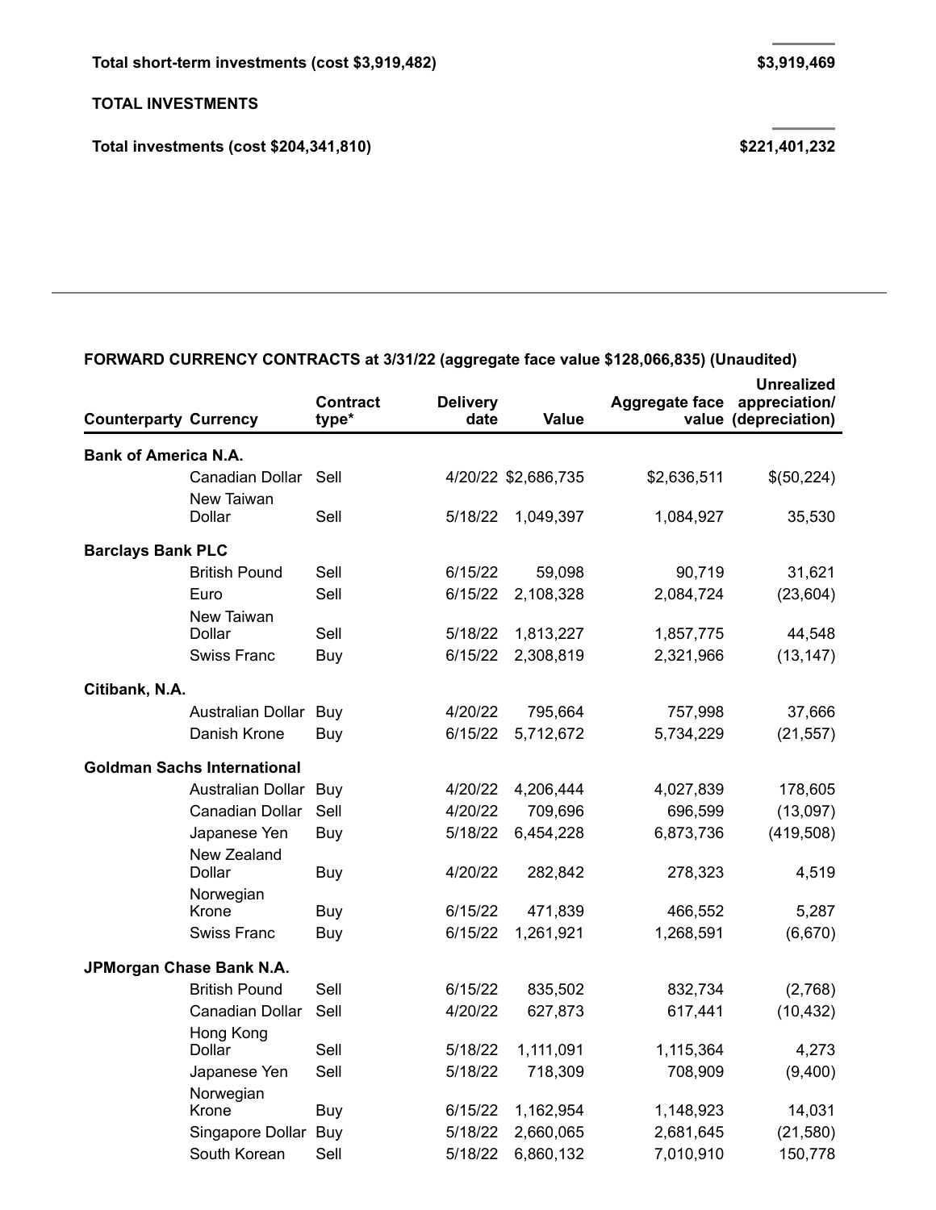| | |
|---|---|
| **Total short-term investments (cost $3,919,482)** | **$3,919,469** |
| **TOTAL INVESTMENTS** | |
| **Total investments (cost $204,341,810)** | **$221,401,232** |

**FORWARD CURRENCY CONTRACTS at 3/31/22 (aggregate face value $128,066,835) (Unaudited)**

| Counterparty | Currency | Contract type* | Delivery date | Value | Aggregate face value | Unrealized appreciation/ (depreciation) |
|---|---|---|---|---|---|---|
| **Bank of America N.A.** | | | | | | |
| | Canadian Dollar | Sell | 4/20/22 | $2,686,735 | $2,636,511 | $(50,224) |
| | New Taiwan Dollar | Sell | 5/18/22 | 1,049,397 | 1,084,927 | 35,530 |
| **Barclays Bank PLC** | | | | | | |
| | British Pound | Sell | 6/15/22 | 59,098 | 90,719 | 31,621 |
| | Euro | Sell | 6/15/22 | 2,108,328 | 2,084,724 | (23,604) |
| | New Taiwan Dollar | Sell | 5/18/22 | 1,813,227 | 1,857,775 | 44,548 |
| | Swiss Franc | Buy | 6/15/22 | 2,308,819 | 2,321,966 | (13,147) |
| **Citibank, N.A.** | | | | | | |
| | Australian Dollar | Buy | 4/20/22 | 795,664 | 757,998 | 37,666 |
| | Danish Krone | Buy | 6/15/22 | 5,712,672 | 5,734,229 | (21,557) |
| **Goldman Sachs International** | | | | | | |
| | Australian Dollar | Buy | 4/20/22 | 4,206,444 | 4,027,839 | 178,605 |
| | Canadian Dollar | Sell | 4/20/22 | 709,696 | 696,599 | (13,097) |
| | Japanese Yen | Buy | 5/18/22 | 6,454,228 | 6,873,736 | (419,508) |
| | New Zealand Dollar | Buy | 4/20/22 | 282,842 | 278,323 | 4,519 |
| | Norwegian Krone | Buy | 6/15/22 | 471,839 | 466,552 | 5,287 |
| | Swiss Franc | Buy | 6/15/22 | 1,261,921 | 1,268,591 | (6,670) |
| **JPMorgan Chase Bank N.A.** | | | | | | |
| | British Pound | Sell | 6/15/22 | 835,502 | 832,734 | (2,768) |
| | Canadian Dollar | Sell | 4/20/22 | 627,873 | 617,441 | (10,432) |
| | Hong Kong Dollar | Sell | 5/18/22 | 1,111,091 | 1,115,364 | 4,273 |
| | Japanese Yen | Sell | 5/18/22 | 718,309 | 708,909 | (9,400) |
| | Norwegian Krone | Buy | 6/15/22 | 1,162,954 | 1,148,923 | 14,031 |
| | Singapore Dollar | Buy | 5/18/22 | 2,660,065 | 2,681,645 | (21,580) |
| | South Korean | Sell | 5/18/22 | 6,860,132 | 7,010,910 | 150,778 |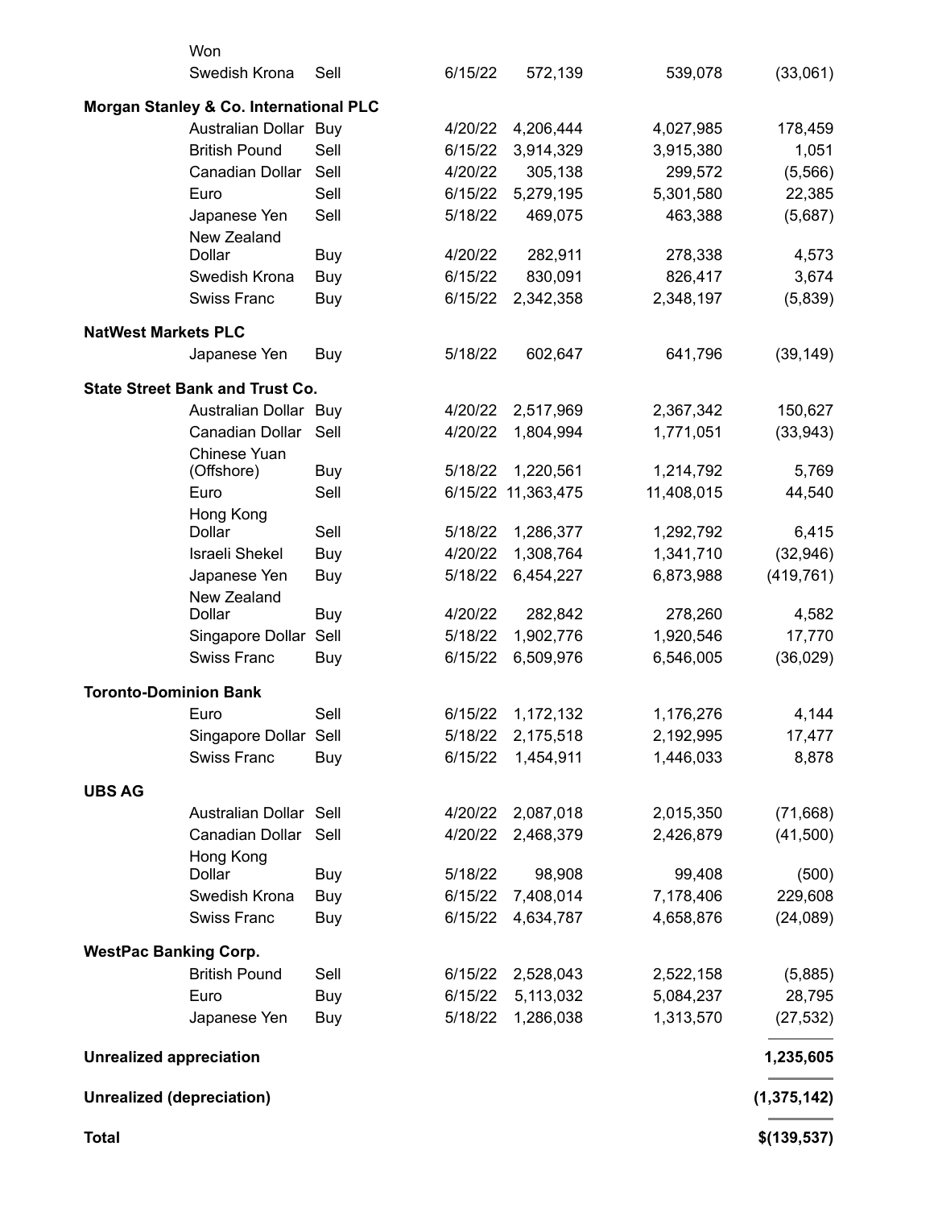| Counterparty | Currency | Buy/Sell | Settlement Date | Current Value | Aggregate Face Value | Unrealized Appreciation (Depreciation) |
|---|---|---|---|---|---|---|
| | Won | | | | | |
| | Swedish Krona | Sell | 6/15/22 | 572,139 | 539,078 | (33,061) |
| **Morgan Stanley & Co. International PLC** | | | | | | |
| | Australian Dollar | Buy | 4/20/22 | 4,206,444 | 4,027,985 | 178,459 |
| | British Pound | Sell | 6/15/22 | 3,914,329 | 3,915,380 | 1,051 |
| | Canadian Dollar | Sell | 4/20/22 | 305,138 | 299,572 | (5,566) |
| | Euro | Sell | 6/15/22 | 5,279,195 | 5,301,580 | 22,385 |
| | Japanese Yen | Sell | 5/18/22 | 469,075 | 463,388 | (5,687) |
| | New Zealand Dollar | Buy | 4/20/22 | 282,911 | 278,338 | 4,573 |
| | Swedish Krona | Buy | 6/15/22 | 830,091 | 826,417 | 3,674 |
| | Swiss Franc | Buy | 6/15/22 | 2,342,358 | 2,348,197 | (5,839) |
| **NatWest Markets PLC** | | | | | | |
| | Japanese Yen | Buy | 5/18/22 | 602,647 | 641,796 | (39,149) |
| **State Street Bank and Trust Co.** | | | | | | |
| | Australian Dollar | Buy | 4/20/22 | 2,517,969 | 2,367,342 | 150,627 |
| | Canadian Dollar | Sell | 4/20/22 | 1,804,994 | 1,771,051 | (33,943) |
| | Chinese Yuan (Offshore) | Buy | 5/18/22 | 1,220,561 | 1,214,792 | 5,769 |
| | Euro | Sell | 6/15/22 | 11,363,475 | 11,408,015 | 44,540 |
| | Hong Kong Dollar | Sell | 5/18/22 | 1,286,377 | 1,292,792 | 6,415 |
| | Israeli Shekel | Buy | 4/20/22 | 1,308,764 | 1,341,710 | (32,946) |
| | Japanese Yen | Buy | 5/18/22 | 6,454,227 | 6,873,988 | (419,761) |
| | New Zealand Dollar | Buy | 4/20/22 | 282,842 | 278,260 | 4,582 |
| | Singapore Dollar | Sell | 5/18/22 | 1,902,776 | 1,920,546 | 17,770 |
| | Swiss Franc | Buy | 6/15/22 | 6,509,976 | 6,546,005 | (36,029) |
| **Toronto-Dominion Bank** | | | | | | |
| | Euro | Sell | 6/15/22 | 1,172,132 | 1,176,276 | 4,144 |
| | Singapore Dollar | Sell | 5/18/22 | 2,175,518 | 2,192,995 | 17,477 |
| | Swiss Franc | Buy | 6/15/22 | 1,454,911 | 1,446,033 | 8,878 |
| **UBS AG** | | | | | | |
| | Australian Dollar | Sell | 4/20/22 | 2,087,018 | 2,015,350 | (71,668) |
| | Canadian Dollar | Sell | 4/20/22 | 2,468,379 | 2,426,879 | (41,500) |
| | Hong Kong Dollar | Buy | 5/18/22 | 98,908 | 99,408 | (500) |
| | Swedish Krona | Buy | 6/15/22 | 7,408,014 | 7,178,406 | 229,608 |
| | Swiss Franc | Buy | 6/15/22 | 4,634,787 | 4,658,876 | (24,089) |
| **WestPac Banking Corp.** | | | | | | |
| | British Pound | Sell | 6/15/22 | 2,528,043 | 2,522,158 | (5,885) |
| | Euro | Buy | 6/15/22 | 5,113,032 | 5,084,237 | 28,795 |
| | Japanese Yen | Buy | 5/18/22 | 1,286,038 | 1,313,570 | (27,532) |
| **Unrealized appreciation** | | | | | | **1,235,605** |
| **Unrealized (depreciation)** | | | | | | **(1,375,142)** |
| **Total** | | | | | | **$(139,537)** |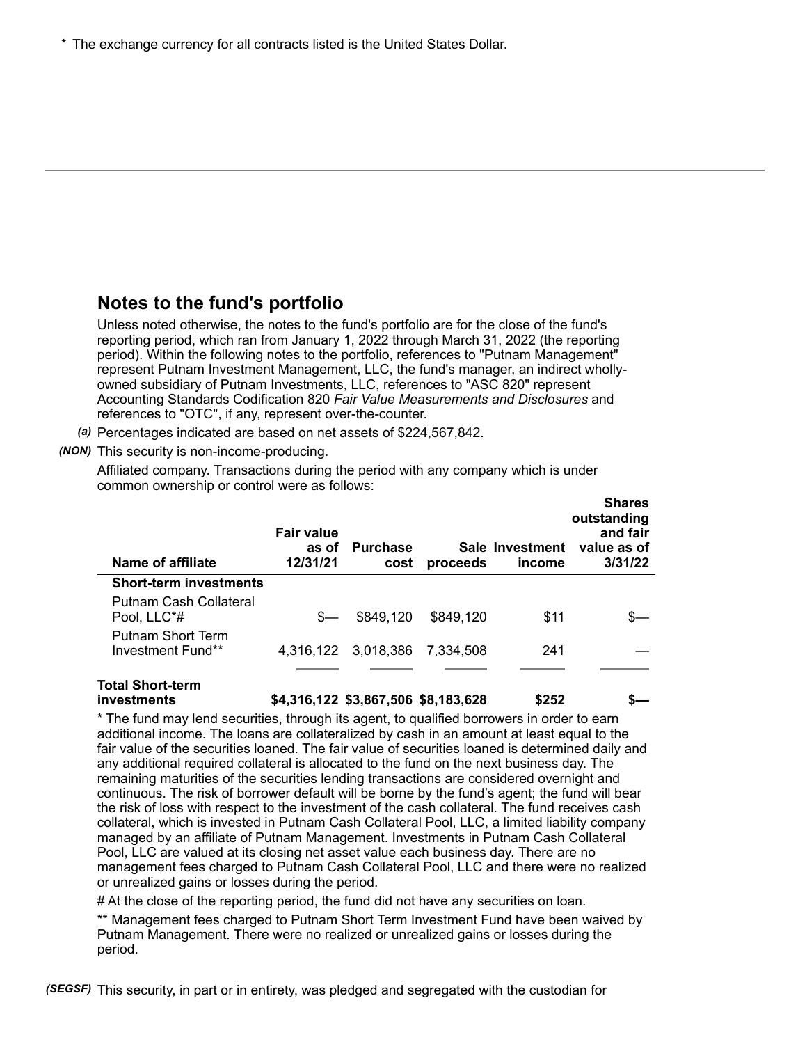* The exchange currency for all contracts listed is the United States Dollar.

## Notes to the fund's portfolio

Unless noted otherwise, the notes to the fund's portfolio are for the close of the fund's reporting period, which ran from January 1, 2022 through March 31, 2022 (the reporting period). Within the following notes to the portfolio, references to "Putnam Management" represent Putnam Investment Management, LLC, the fund's manager, an indirect wholly-owned subsidiary of Putnam Investments, LLC, references to "ASC 820" represent Accounting Standards Codification 820 *Fair Value Measurements and Disclosures* and references to "OTC", if any, represent over-the-counter.

*(a)* Percentages indicated are based on net assets of $224,567,842.

*(NON)* This security is non-income-producing.

Affiliated company. Transactions during the period with any company which is under common ownership or control were as follows:

| Name of affiliate | Fair value as of 12/31/21 | Purchase cost | Sale proceeds | Investment income | Shares outstanding and fair value as of 3/31/22 |
|---|---|---|---|---|---|
| **Short-term investments** | | | | | |
| Putnam Cash Collateral Pool, LLC*# | $— | $849,120 | $849,120 | $11 | $— |
| Putnam Short Term Investment Fund** | 4,316,122 | 3,018,386 | 7,334,508 | 241 | — |
| **Total Short-term investments** | **$4,316,122** | **$3,867,506** | **$8,183,628** | **$252** | **$—** |

* The fund may lend securities, through its agent, to qualified borrowers in order to earn additional income. The loans are collateralized by cash in an amount at least equal to the fair value of the securities loaned. The fair value of securities loaned is determined daily and any additional required collateral is allocated to the fund on the next business day. The remaining maturities of the securities lending transactions are considered overnight and continuous. The risk of borrower default will be borne by the fund's agent; the fund will bear the risk of loss with respect to the investment of the cash collateral. The fund receives cash collateral, which is invested in Putnam Cash Collateral Pool, LLC, a limited liability company managed by an affiliate of Putnam Management. Investments in Putnam Cash Collateral Pool, LLC are valued at its closing net asset value each business day. There are no management fees charged to Putnam Cash Collateral Pool, LLC and there were no realized or unrealized gains or losses during the period.

# At the close of the reporting period, the fund did not have any securities on loan.

** Management fees charged to Putnam Short Term Investment Fund have been waived by Putnam Management. There were no realized or unrealized gains or losses during the period.

*(SEGSF)* This security, in part or in entirety, was pledged and segregated with the custodian for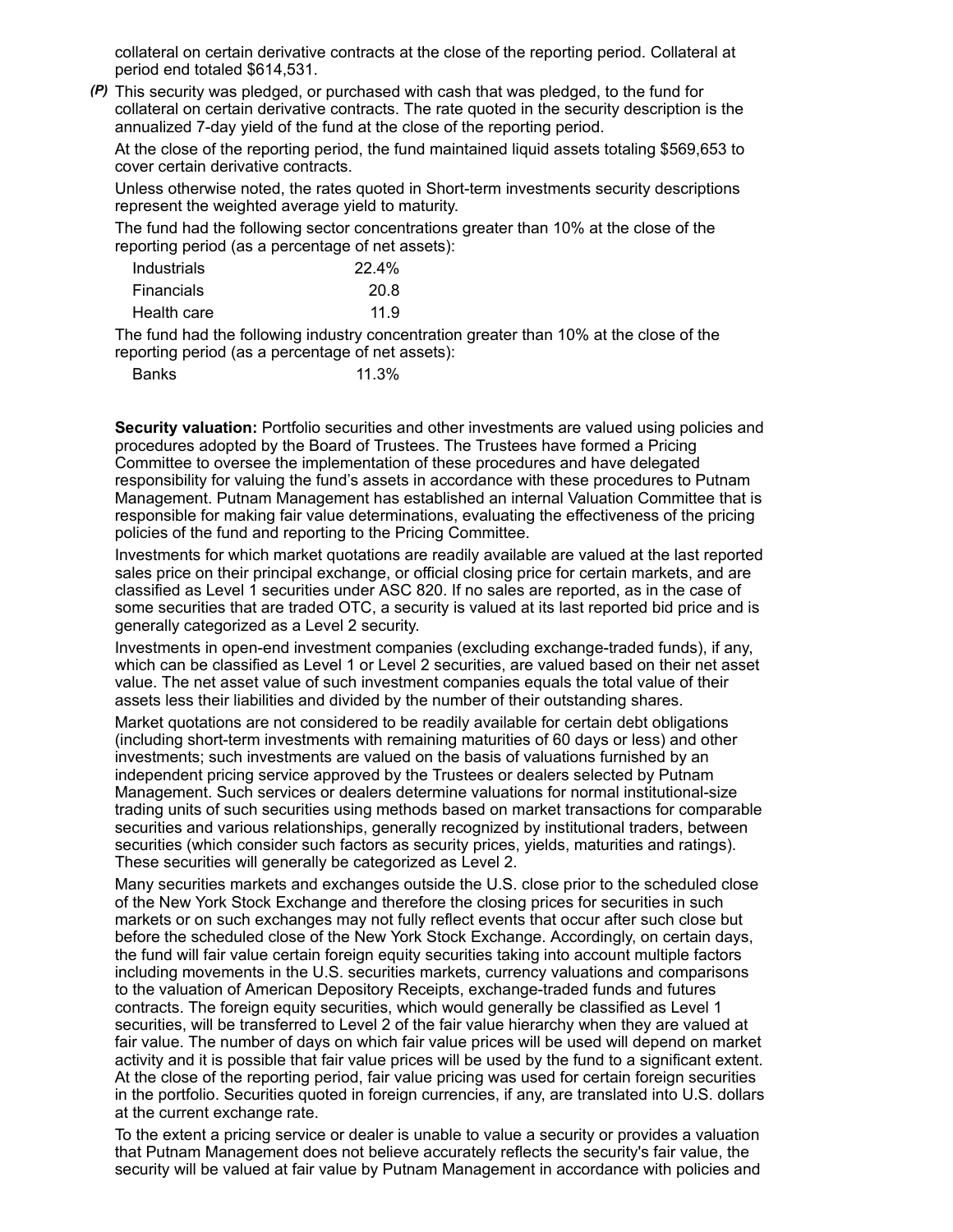collateral on certain derivative contracts at the close of the reporting period. Collateral at period end totaled $614,531.

*(P)* This security was pledged, or purchased with cash that was pledged, to the fund for collateral on certain derivative contracts. The rate quoted in the security description is the annualized 7-day yield of the fund at the close of the reporting period.

At the close of the reporting period, the fund maintained liquid assets totaling $569,653 to cover certain derivative contracts.

Unless otherwise noted, the rates quoted in Short-term investments security descriptions represent the weighted average yield to maturity.

The fund had the following sector concentrations greater than 10% at the close of the reporting period (as a percentage of net assets):

| | |
|---|---|
| Industrials | 22.4% |
| Financials | 20.8 |
| Health care | 11.9 |

The fund had the following industry concentration greater than 10% at the close of the reporting period (as a percentage of net assets):

| | |
|---|---|
| Banks | 11.3% |

**Security valuation:** Portfolio securities and other investments are valued using policies and procedures adopted by the Board of Trustees. The Trustees have formed a Pricing Committee to oversee the implementation of these procedures and have delegated responsibility for valuing the fund's assets in accordance with these procedures to Putnam Management. Putnam Management has established an internal Valuation Committee that is responsible for making fair value determinations, evaluating the effectiveness of the pricing policies of the fund and reporting to the Pricing Committee.

Investments for which market quotations are readily available are valued at the last reported sales price on their principal exchange, or official closing price for certain markets, and are classified as Level 1 securities under ASC 820. If no sales are reported, as in the case of some securities that are traded OTC, a security is valued at its last reported bid price and is generally categorized as a Level 2 security.

Investments in open-end investment companies (excluding exchange-traded funds), if any, which can be classified as Level 1 or Level 2 securities, are valued based on their net asset value. The net asset value of such investment companies equals the total value of their assets less their liabilities and divided by the number of their outstanding shares.

Market quotations are not considered to be readily available for certain debt obligations (including short-term investments with remaining maturities of 60 days or less) and other investments; such investments are valued on the basis of valuations furnished by an independent pricing service approved by the Trustees or dealers selected by Putnam Management. Such services or dealers determine valuations for normal institutional-size trading units of such securities using methods based on market transactions for comparable securities and various relationships, generally recognized by institutional traders, between securities (which consider such factors as security prices, yields, maturities and ratings). These securities will generally be categorized as Level 2.

Many securities markets and exchanges outside the U.S. close prior to the scheduled close of the New York Stock Exchange and therefore the closing prices for securities in such markets or on such exchanges may not fully reflect events that occur after such close but before the scheduled close of the New York Stock Exchange. Accordingly, on certain days, the fund will fair value certain foreign equity securities taking into account multiple factors including movements in the U.S. securities markets, currency valuations and comparisons to the valuation of American Depository Receipts, exchange-traded funds and futures contracts. The foreign equity securities, which would generally be classified as Level 1 securities, will be transferred to Level 2 of the fair value hierarchy when they are valued at fair value. The number of days on which fair value prices will be used will depend on market activity and it is possible that fair value prices will be used by the fund to a significant extent. At the close of the reporting period, fair value pricing was used for certain foreign securities in the portfolio. Securities quoted in foreign currencies, if any, are translated into U.S. dollars at the current exchange rate.

To the extent a pricing service or dealer is unable to value a security or provides a valuation that Putnam Management does not believe accurately reflects the security's fair value, the security will be valued at fair value by Putnam Management in accordance with policies and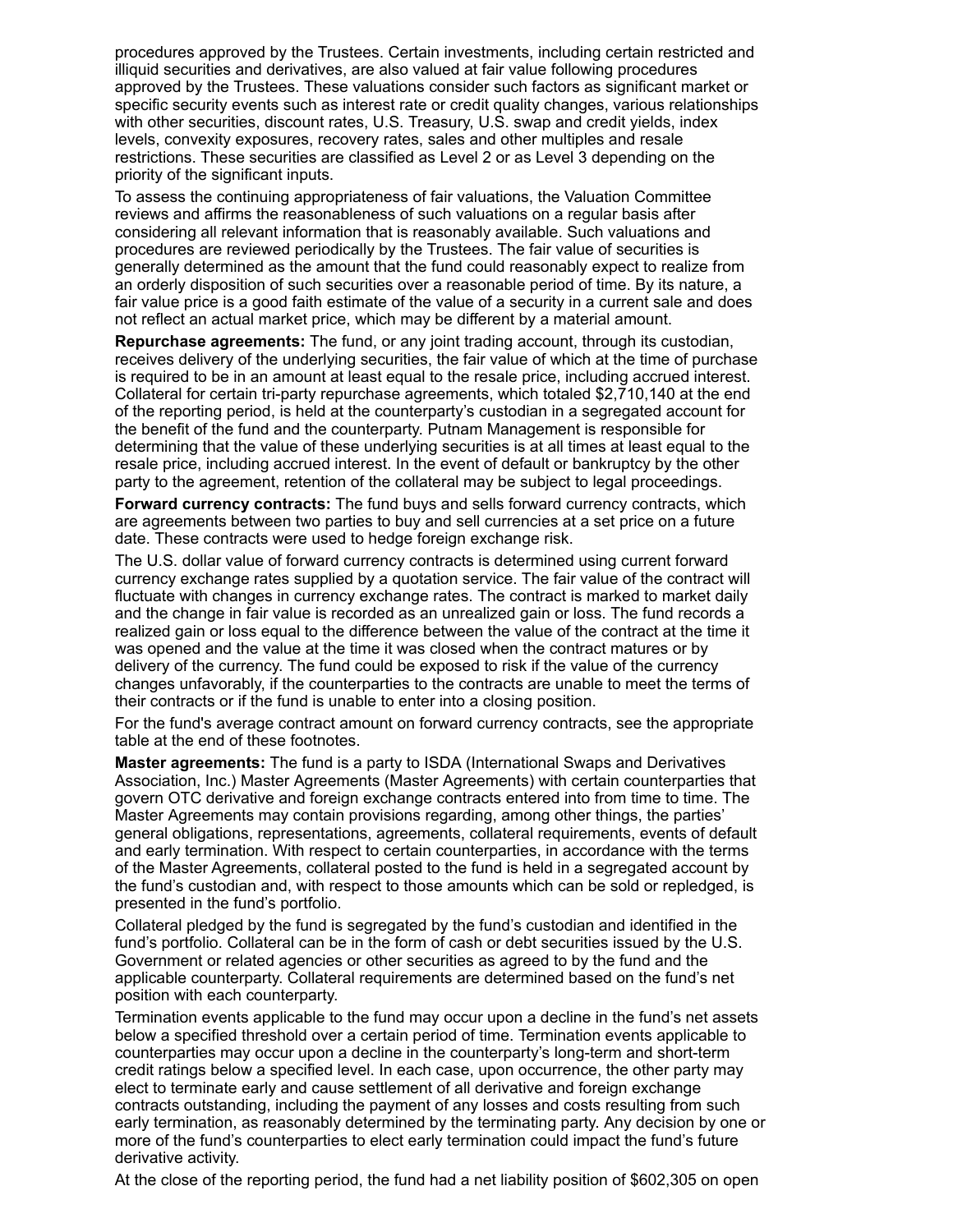procedures approved by the Trustees. Certain investments, including certain restricted and illiquid securities and derivatives, are also valued at fair value following procedures approved by the Trustees. These valuations consider such factors as significant market or specific security events such as interest rate or credit quality changes, various relationships with other securities, discount rates, U.S. Treasury, U.S. swap and credit yields, index levels, convexity exposures, recovery rates, sales and other multiples and resale restrictions. These securities are classified as Level 2 or as Level 3 depending on the priority of the significant inputs.

To assess the continuing appropriateness of fair valuations, the Valuation Committee reviews and affirms the reasonableness of such valuations on a regular basis after considering all relevant information that is reasonably available. Such valuations and procedures are reviewed periodically by the Trustees. The fair value of securities is generally determined as the amount that the fund could reasonably expect to realize from an orderly disposition of such securities over a reasonable period of time. By its nature, a fair value price is a good faith estimate of the value of a security in a current sale and does not reflect an actual market price, which may be different by a material amount.

**Repurchase agreements:** The fund, or any joint trading account, through its custodian, receives delivery of the underlying securities, the fair value of which at the time of purchase is required to be in an amount at least equal to the resale price, including accrued interest. Collateral for certain tri-party repurchase agreements, which totaled $2,710,140 at the end of the reporting period, is held at the counterparty's custodian in a segregated account for the benefit of the fund and the counterparty. Putnam Management is responsible for determining that the value of these underlying securities is at all times at least equal to the resale price, including accrued interest. In the event of default or bankruptcy by the other party to the agreement, retention of the collateral may be subject to legal proceedings.

**Forward currency contracts:** The fund buys and sells forward currency contracts, which are agreements between two parties to buy and sell currencies at a set price on a future date. These contracts were used to hedge foreign exchange risk.

The U.S. dollar value of forward currency contracts is determined using current forward currency exchange rates supplied by a quotation service. The fair value of the contract will fluctuate with changes in currency exchange rates. The contract is marked to market daily and the change in fair value is recorded as an unrealized gain or loss. The fund records a realized gain or loss equal to the difference between the value of the contract at the time it was opened and the value at the time it was closed when the contract matures or by delivery of the currency. The fund could be exposed to risk if the value of the currency changes unfavorably, if the counterparties to the contracts are unable to meet the terms of their contracts or if the fund is unable to enter into a closing position.

For the fund's average contract amount on forward currency contracts, see the appropriate table at the end of these footnotes.

**Master agreements:** The fund is a party to ISDA (International Swaps and Derivatives Association, Inc.) Master Agreements (Master Agreements) with certain counterparties that govern OTC derivative and foreign exchange contracts entered into from time to time. The Master Agreements may contain provisions regarding, among other things, the parties' general obligations, representations, agreements, collateral requirements, events of default and early termination. With respect to certain counterparties, in accordance with the terms of the Master Agreements, collateral posted to the fund is held in a segregated account by the fund's custodian and, with respect to those amounts which can be sold or repledged, is presented in the fund's portfolio.

Collateral pledged by the fund is segregated by the fund's custodian and identified in the fund's portfolio. Collateral can be in the form of cash or debt securities issued by the U.S. Government or related agencies or other securities as agreed to by the fund and the applicable counterparty. Collateral requirements are determined based on the fund's net position with each counterparty.

Termination events applicable to the fund may occur upon a decline in the fund's net assets below a specified threshold over a certain period of time. Termination events applicable to counterparties may occur upon a decline in the counterparty's long-term and short-term credit ratings below a specified level. In each case, upon occurrence, the other party may elect to terminate early and cause settlement of all derivative and foreign exchange contracts outstanding, including the payment of any losses and costs resulting from such early termination, as reasonably determined by the terminating party. Any decision by one or more of the fund's counterparties to elect early termination could impact the fund's future derivative activity.

At the close of the reporting period, the fund had a net liability position of $602,305 on open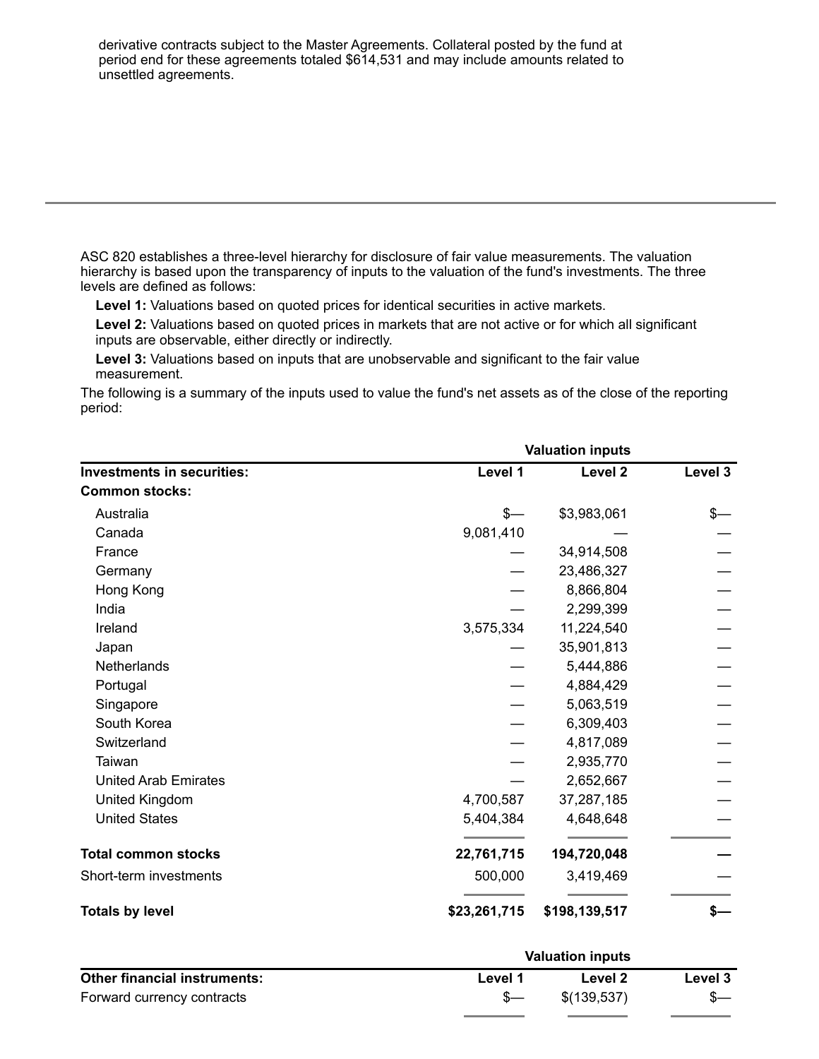derivative contracts subject to the Master Agreements. Collateral posted by the fund at period end for these agreements totaled $614,531 and may include amounts related to unsettled agreements.

---

ASC 820 establishes a three-level hierarchy for disclosure of fair value measurements. The valuation hierarchy is based upon the transparency of inputs to the valuation of the fund's investments. The three levels are defined as follows:

**Level 1:** Valuations based on quoted prices for identical securities in active markets.

**Level 2:** Valuations based on quoted prices in markets that are not active or for which all significant inputs are observable, either directly or indirectly.

**Level 3:** Valuations based on inputs that are unobservable and significant to the fair value measurement.

The following is a summary of the inputs used to value the fund's net assets as of the close of the reporting period:

| | Valuation inputs | | |
|---|---|---|---|
| **Investments in securities:** | **Level 1** | **Level 2** | **Level 3** |
| **Common stocks:** | | | |
| Australia | $— | $3,983,061 | $— |
| Canada | 9,081,410 | — | — |
| France | — | 34,914,508 | — |
| Germany | — | 23,486,327 | — |
| Hong Kong | — | 8,866,804 | — |
| India | — | 2,299,399 | — |
| Ireland | 3,575,334 | 11,224,540 | — |
| Japan | — | 35,901,813 | — |
| Netherlands | — | 5,444,886 | — |
| Portugal | — | 4,884,429 | — |
| Singapore | — | 5,063,519 | — |
| South Korea | — | 6,309,403 | — |
| Switzerland | — | 4,817,089 | — |
| Taiwan | — | 2,935,770 | — |
| United Arab Emirates | — | 2,652,667 | — |
| United Kingdom | 4,700,587 | 37,287,185 | — |
| United States | 5,404,384 | 4,648,648 | — |
| **Total common stocks** | **22,761,715** | **194,720,048** | **—** |
| Short-term investments | 500,000 | 3,419,469 | — |
| **Totals by level** | **$23,261,715** | **$198,139,517** | **$—** |

| | Valuation inputs | | |
|---|---|---|---|
| **Other financial instruments:** | **Level 1** | **Level 2** | **Level 3** |
| Forward currency contracts | $— | $(139,537) | $— |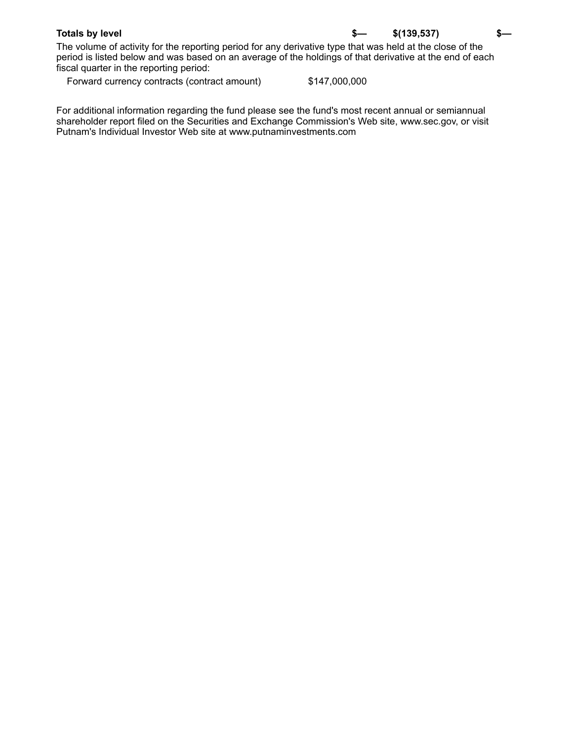| | | | |
|---|---|---|---|
| **Totals by level** | **$—** | **$(139,537)** | **$—** |

The volume of activity for the reporting period for any derivative type that was held at the close of the period is listed below and was based on an average of the holdings of that derivative at the end of each fiscal quarter in the reporting period:

| | |
|---|---|
| Forward currency contracts (contract amount) | $147,000,000 |

For additional information regarding the fund please see the fund's most recent annual or semiannual shareholder report filed on the Securities and Exchange Commission's Web site, www.sec.gov, or visit Putnam's Individual Investor Web site at www.putnaminvestments.com